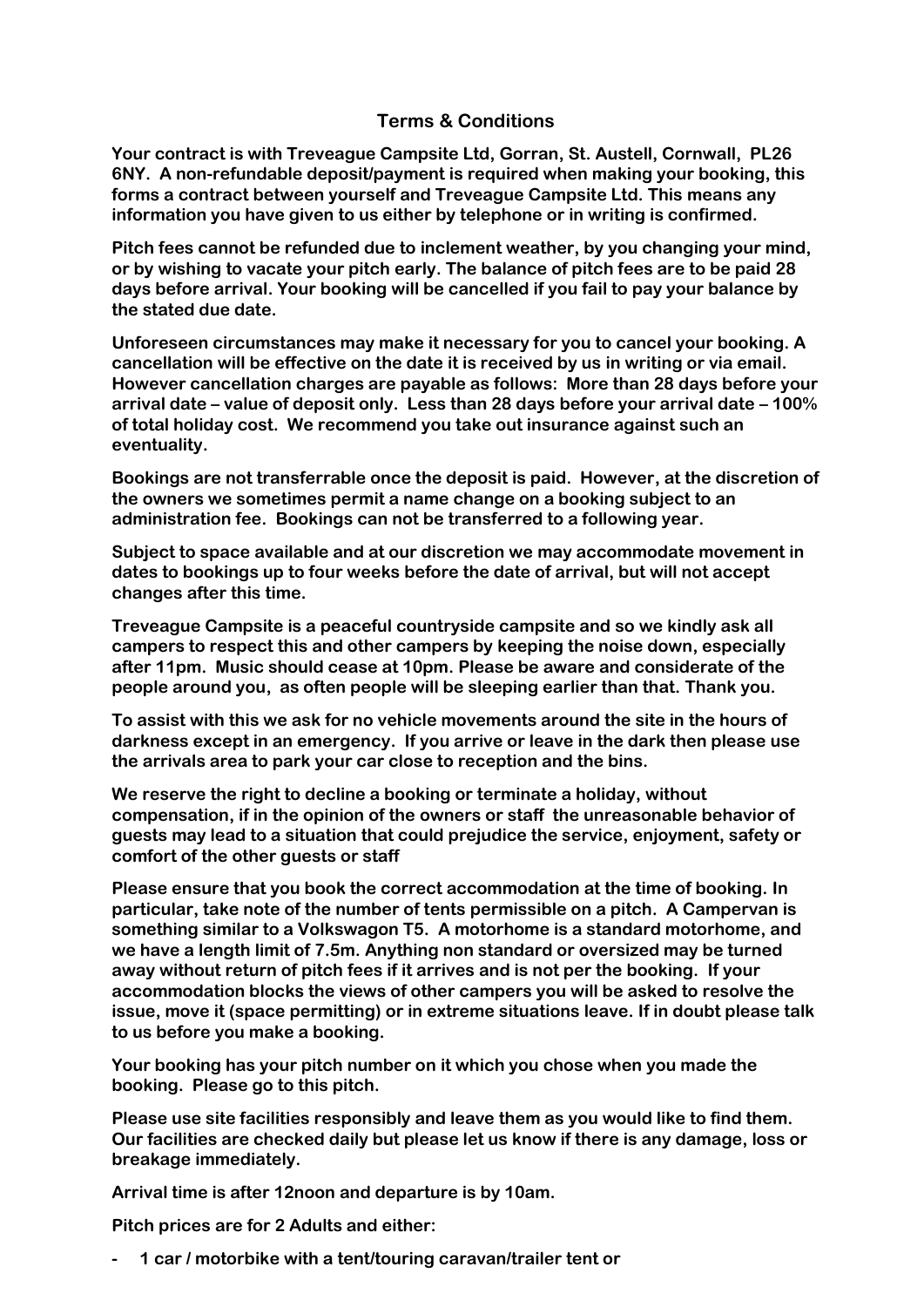## Terms & Conditions

**Your contract is with Treveague Campsite Ltd, Gorran, St. Austell, Cornwall, PL26 6NY. A non-refundable deposit/payment is required when making your booking, this forms a contract between yourself and Treveague Campsite Ltd. This means any information you have given to us either by telephone or in writing is confirmed.**

**Pitch fees cannot be refunded due to inclement weather, by you changing your mind, or by wishing to vacate your pitch early. The balance of pitch fees are to be paid 28 days before arrival. Your booking will be cancelled if you fail to pay your balance by the stated due date.**

**Unforeseen circumstances may make it necessary for you to cancel your booking. A cancellation will be effective on the date it is received by us in writing or via email. However cancellation charges are payable as follows: More than 28 days before your arrival date – value of deposit only. Less than 28 days before your arrival date – 100% of total holiday cost. We recommend you take out insurance against such an eventuality.**

**Bookings are not transferrable once the deposit is paid. However, at the discretion of the owners we sometimes permit a name change on a booking subject to an administration fee. Bookings can not be transferred to a following year.**

**Subject to space available and at our discretion we may accommodate movement in dates to bookings up to four weeks before the date of arrival, but will not accept changes after this time.**

**Treveague Campsite is a peaceful countryside campsite and so we kindly ask all campers to respect this and other campers by keeping the noise down, especially after 11pm. Music should cease at 10pm. Please be aware and considerate of the people around you, as often people will be sleeping earlier than that. Thank you.**

**To assist with this we ask for no vehicle movements around the site in the hours of darkness except in an emergency. If you arrive or leave in the dark then please use the arrivals area to park your car close to reception and the bins.**

**We reserve the right to decline a booking or terminate a holiday, without compensation, if in the opinion of the owners or staff the unreasonable behavior of guests may lead to a situation that could prejudice the service, enjoyment, safety or comfort of the other guests or staff**

**Please ensure that you book the correct accommodation at the time of booking. In particular, take note of the number of tents permissible on a pitch. A Campervan is something similar to a Volkswagon T5. A motorhome is a standard motorhome, and we have a length limit of 7.5m. Anything non standard or oversized may be turned away without return of pitch fees if it arrives and is not per the booking. If your accommodation blocks the views of other campers you will be asked to resolve the issue, move it (space permitting) or in extreme situations leave. If in doubt please talk to us before you make a booking.**

**Your booking has your pitch number on it which you chose when you made the booking. Please go to this pitch.**

**Please use site facilities responsibly and leave them as you would like to find them. Our facilities are checked daily but please let us know if there is any damage, loss or breakage immediately.**

**Arrival time is after 12noon and departure is by 10am.**

**Pitch prices are for 2 Adults and either:**

- **1 car / motorbike with a tent/touring caravan/trailer tent or**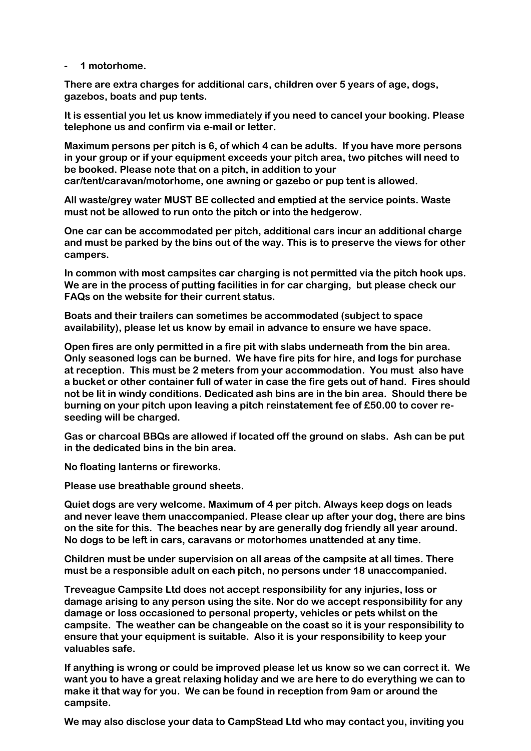- **1 motorhome.**

**There are extra charges for additional cars, children over 5 years of age, dogs, gazebos, boats and pup tents.**

**It is essential you let us know immediately if you need to cancel your booking. Please telephone us and confirm via e-mail or letter.**

**Maximum persons per pitch is 6, of which 4 can be adults. If you have more persons in your group or if your equipment exceeds your pitch area, two pitches will need to be booked. Please note that on a pitch, in addition to your car/tent/caravan/motorhome, one awning or gazebo or pup tent is allowed.**

**All waste/grey water MUST BE collected and emptied at the service points. Waste must not be allowed to run onto the pitch or into the hedgerow.**

**One car can be accommodated per pitch, additional cars incur an additional charge and must be parked by the bins out of the way. This is to preserve the views for other campers.**

**In common with most campsites car charging is not permitted via the pitch hook ups. We are in the process of putting facilities in for car charging, but please check our FAQs on the website for their current status.**

**Boats and their trailers can sometimes be accommodated (subject to space availability), please let us know by email in advance to ensure we have space.**

**Open fires are only permitted in a fire pit with slabs underneath from the bin area. Only seasoned logs can be burned. We have fire pits for hire, and logs for purchase at reception. This must be 2 meters from your accommodation. You must also have a bucket or other container full of water in case the fire gets out of hand. Fires should not be lit in windy conditions. Dedicated ash bins are in the bin area. Should there be burning on your pitch upon leaving a pitch reinstatement fee of £50.00 to cover re-seeding will be charged.**

**Gas or charcoal BBQs are allowed if located off the ground on slabs. Ash can be put in the dedicated bins in the bin area.**

**No floating lanterns or fireworks.**

**Please use breathable ground sheets.**

**Quiet dogs are very welcome. Maximum of 4 per pitch. Always keep dogs on leads and never leave them unaccompanied. Please clear up after your dog, there are bins on the site for this. The beaches near by are generally dog friendly all year around. No dogs to be left in cars, caravans or motorhomes unattended at any time.**

**Children must be under supervision on all areas of the campsite at all times. There must be a responsible adult on each pitch, no persons under 18 unaccompanied.**

**Treveague Campsite Ltd does not accept responsibility for any injuries, loss or damage arising to any person using the site. Nor do we accept responsibility for any damage or loss occasioned to personal property, vehicles or pets whilst on the campsite. The weather can be changeable on the coast so it is your responsibility to ensure that your equipment is suitable. Also it is your responsibility to keep your valuables safe.**

**If anything is wrong or could be improved please let us know so we can correct it. We want you to have a great relaxing holiday and we are here to do everything we can to make it that way for you. We can be found in reception from 9am or around the campsite.**

**We may also disclose your data to CampStead Ltd who may contact you, inviting you**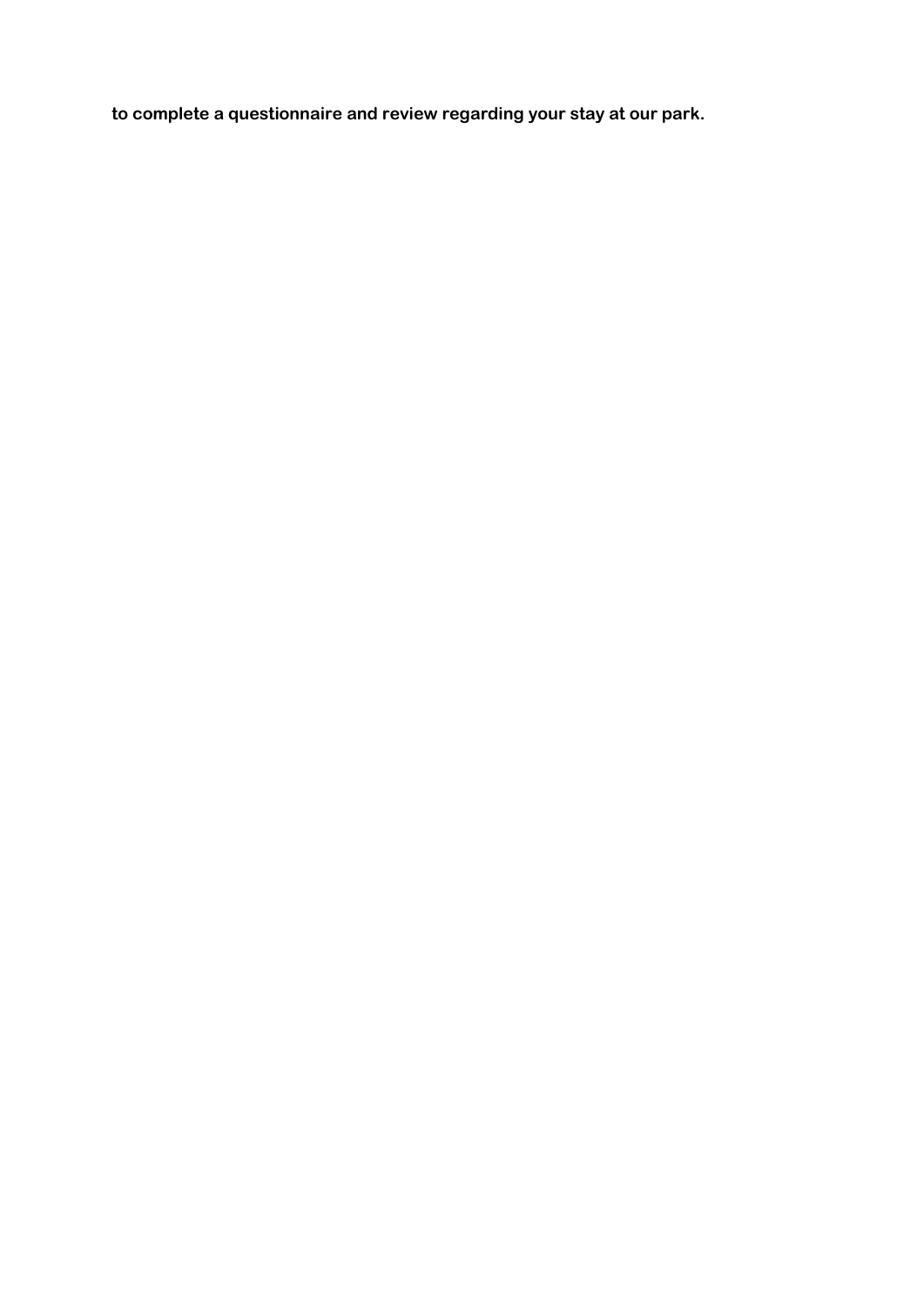**to complete a questionnaire and review regarding your stay at our park.**